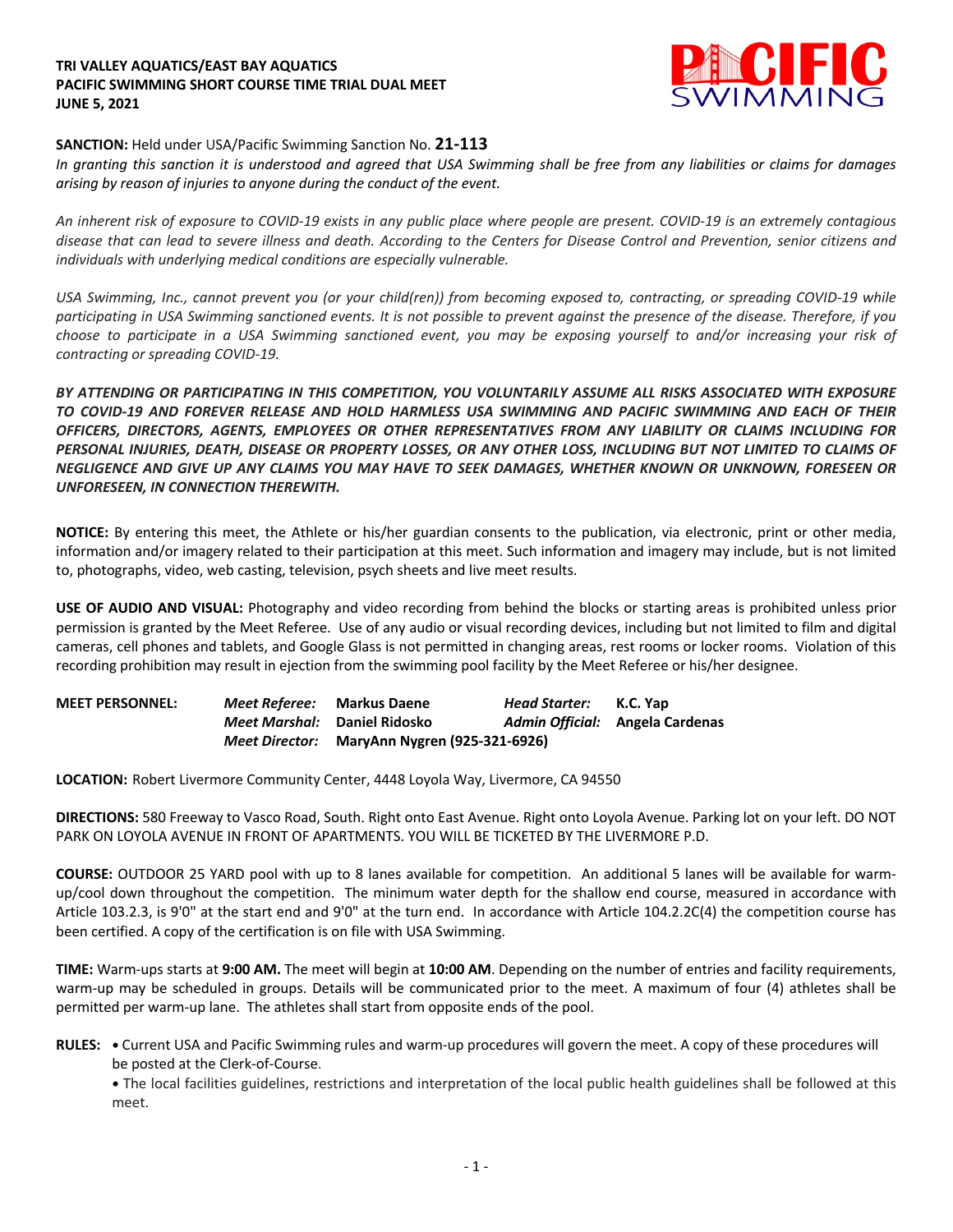**TRI VALLEY AQUATICS/EAST BAY AQUATICS**
**PACIFIC SWIMMING SHORT COURSE TIME TRIAL DUAL MEET**
**JUNE 5, 2021**

**SANCTION:** Held under USA/Pacific Swimming Sanction No. **21-113**

*In granting this sanction it is understood and agreed that USA Swimming shall be free from any liabilities or claims for damages arising by reason of injuries to anyone during the conduct of the event.*

*An inherent risk of exposure to COVID-19 exists in any public place where people are present. COVID-19 is an extremely contagious disease that can lead to severe illness and death. According to the Centers for Disease Control and Prevention, senior citizens and individuals with underlying medical conditions are especially vulnerable.*

*USA Swimming, Inc., cannot prevent you (or your child(ren)) from becoming exposed to, contracting, or spreading COVID-19 while participating in USA Swimming sanctioned events. It is not possible to prevent against the presence of the disease. Therefore, if you choose to participate in a USA Swimming sanctioned event, you may be exposing yourself to and/or increasing your risk of contracting or spreading COVID-19.*

***BY ATTENDING OR PARTICIPATING IN THIS COMPETITION, YOU VOLUNTARILY ASSUME ALL RISKS ASSOCIATED WITH EXPOSURE TO COVID-19 AND FOREVER RELEASE AND HOLD HARMLESS USA SWIMMING AND PACIFIC SWIMMING AND EACH OF THEIR OFFICERS, DIRECTORS, AGENTS, EMPLOYEES OR OTHER REPRESENTATIVES FROM ANY LIABILITY OR CLAIMS INCLUDING FOR PERSONAL INJURIES, DEATH, DISEASE OR PROPERTY LOSSES, OR ANY OTHER LOSS, INCLUDING BUT NOT LIMITED TO CLAIMS OF NEGLIGENCE AND GIVE UP ANY CLAIMS YOU MAY HAVE TO SEEK DAMAGES, WHETHER KNOWN OR UNKNOWN, FORESEEN OR UNFORESEEN, IN CONNECTION THEREWITH.***

**NOTICE:** By entering this meet, the Athlete or his/her guardian consents to the publication, via electronic, print or other media, information and/or imagery related to their participation at this meet. Such information and imagery may include, but is not limited to, photographs, video, web casting, television, psych sheets and live meet results.

**USE OF AUDIO AND VISUAL:** Photography and video recording from behind the blocks or starting areas is prohibited unless prior permission is granted by the Meet Referee. Use of any audio or visual recording devices, including but not limited to film and digital cameras, cell phones and tablets, and Google Glass is not permitted in changing areas, rest rooms or locker rooms. Violation of this recording prohibition may result in ejection from the swimming pool facility by the Meet Referee or his/her designee.

**MEET PERSONNEL:**
*Meet Referee:* **Markus Daene** — *Head Starter:* **K.C. Yap**
*Meet Marshal:* **Daniel Ridosko** — *Admin Official:* **Angela Cardenas**
*Meet Director:* **MaryAnn Nygren (925-321-6926)**

**LOCATION:** Robert Livermore Community Center, 4448 Loyola Way, Livermore, CA 94550

**DIRECTIONS:** 580 Freeway to Vasco Road, South. Right onto East Avenue. Right onto Loyola Avenue. Parking lot on your left. DO NOT PARK ON LOYOLA AVENUE IN FRONT OF APARTMENTS. YOU WILL BE TICKETED BY THE LIVERMORE P.D.

**COURSE:** OUTDOOR 25 YARD pool with up to 8 lanes available for competition. An additional 5 lanes will be available for warm-up/cool down throughout the competition. The minimum water depth for the shallow end course, measured in accordance with Article 103.2.3, is 9'0" at the start end and 9'0" at the turn end. In accordance with Article 104.2.2C(4) the competition course has been certified. A copy of the certification is on file with USA Swimming.

**TIME:** Warm-ups starts at **9:00 AM.** The meet will begin at **10:00 AM**. Depending on the number of entries and facility requirements, warm-up may be scheduled in groups. Details will be communicated prior to the meet. A maximum of four (4) athletes shall be permitted per warm-up lane. The athletes shall start from opposite ends of the pool.

**RULES:**
- Current USA and Pacific Swimming rules and warm-up procedures will govern the meet. A copy of these procedures will be posted at the Clerk-of-Course.
- The local facilities guidelines, restrictions and interpretation of the local public health guidelines shall be followed at this meet.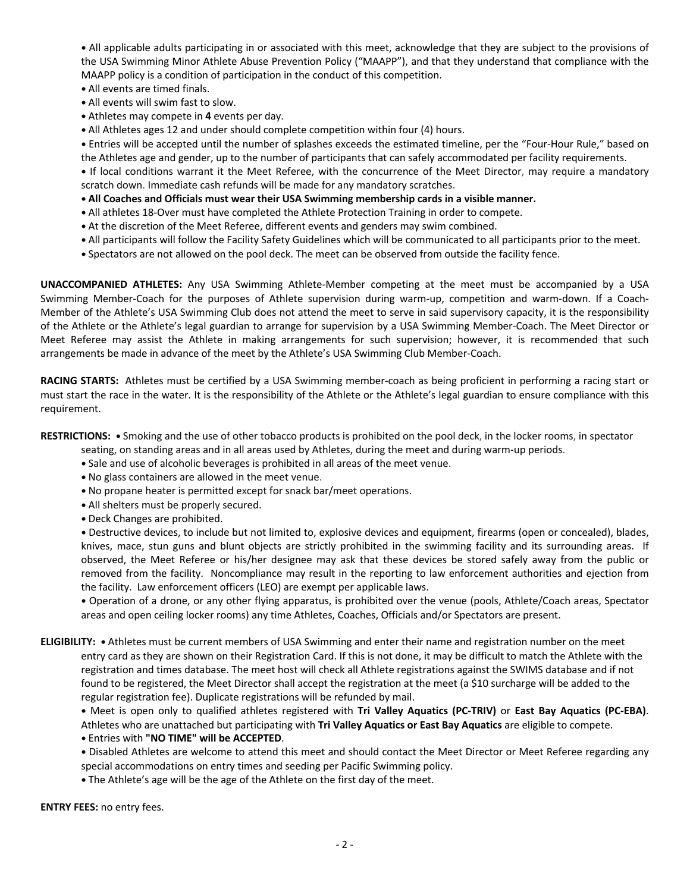- All applicable adults participating in or associated with this meet, acknowledge that they are subject to the provisions of the USA Swimming Minor Athlete Abuse Prevention Policy ("MAAPP"), and that they understand that compliance with the MAAPP policy is a condition of participation in the conduct of this competition.
- All events are timed finals.
- All events will swim fast to slow.
- Athletes may compete in **4** events per day.
- All Athletes ages 12 and under should complete competition within four (4) hours.
- Entries will be accepted until the number of splashes exceeds the estimated timeline, per the "Four-Hour Rule," based on the Athletes age and gender, up to the number of participants that can safely accommodated per facility requirements.
- If local conditions warrant it the Meet Referee, with the concurrence of the Meet Director, may require a mandatory scratch down. Immediate cash refunds will be made for any mandatory scratches.
- **All Coaches and Officials must wear their USA Swimming membership cards in a visible manner.**
- All athletes 18-Over must have completed the Athlete Protection Training in order to compete.
- At the discretion of the Meet Referee, different events and genders may swim combined.
- All participants will follow the Facility Safety Guidelines which will be communicated to all participants prior to the meet.
- Spectators are not allowed on the pool deck. The meet can be observed from outside the facility fence.

**UNACCOMPANIED ATHLETES:** Any USA Swimming Athlete-Member competing at the meet must be accompanied by a USA Swimming Member-Coach for the purposes of Athlete supervision during warm-up, competition and warm-down. If a Coach-Member of the Athlete's USA Swimming Club does not attend the meet to serve in said supervisory capacity, it is the responsibility of the Athlete or the Athlete's legal guardian to arrange for supervision by a USA Swimming Member-Coach. The Meet Director or Meet Referee may assist the Athlete in making arrangements for such supervision; however, it is recommended that such arrangements be made in advance of the meet by the Athlete's USA Swimming Club Member-Coach.

**RACING STARTS:** Athletes must be certified by a USA Swimming member-coach as being proficient in performing a racing start or must start the race in the water. It is the responsibility of the Athlete or the Athlete's legal guardian to ensure compliance with this requirement.

**RESTRICTIONS:**
- Smoking and the use of other tobacco products is prohibited on the pool deck, in the locker rooms, in spectator seating, on standing areas and in all areas used by Athletes, during the meet and during warm-up periods.
- Sale and use of alcoholic beverages is prohibited in all areas of the meet venue.
- No glass containers are allowed in the meet venue.
- No propane heater is permitted except for snack bar/meet operations.
- All shelters must be properly secured.
- Deck Changes are prohibited.
- Destructive devices, to include but not limited to, explosive devices and equipment, firearms (open or concealed), blades, knives, mace, stun guns and blunt objects are strictly prohibited in the swimming facility and its surrounding areas. If observed, the Meet Referee or his/her designee may ask that these devices be stored safely away from the public or removed from the facility. Noncompliance may result in the reporting to law enforcement authorities and ejection from the facility. Law enforcement officers (LEO) are exempt per applicable laws.
- Operation of a drone, or any other flying apparatus, is prohibited over the venue (pools, Athlete/Coach areas, Spectator areas and open ceiling locker rooms) any time Athletes, Coaches, Officials and/or Spectators are present.

**ELIGIBILITY:**
- Athletes must be current members of USA Swimming and enter their name and registration number on the meet entry card as they are shown on their Registration Card. If this is not done, it may be difficult to match the Athlete with the registration and times database. The meet host will check all Athlete registrations against the SWIMS database and if not found to be registered, the Meet Director shall accept the registration at the meet (a $10 surcharge will be added to the regular registration fee). Duplicate registrations will be refunded by mail.
- Meet is open only to qualified athletes registered with **Tri Valley Aquatics (PC-TRIV)** or **East Bay Aquatics (PC-EBA)**. Athletes who are unattached but participating with **Tri Valley Aquatics or East Bay Aquatics** are eligible to compete.
- Entries with **"NO TIME" will be ACCEPTED**.
- Disabled Athletes are welcome to attend this meet and should contact the Meet Director or Meet Referee regarding any special accommodations on entry times and seeding per Pacific Swimming policy.
- The Athlete's age will be the age of the Athlete on the first day of the meet.

**ENTRY FEES:** no entry fees.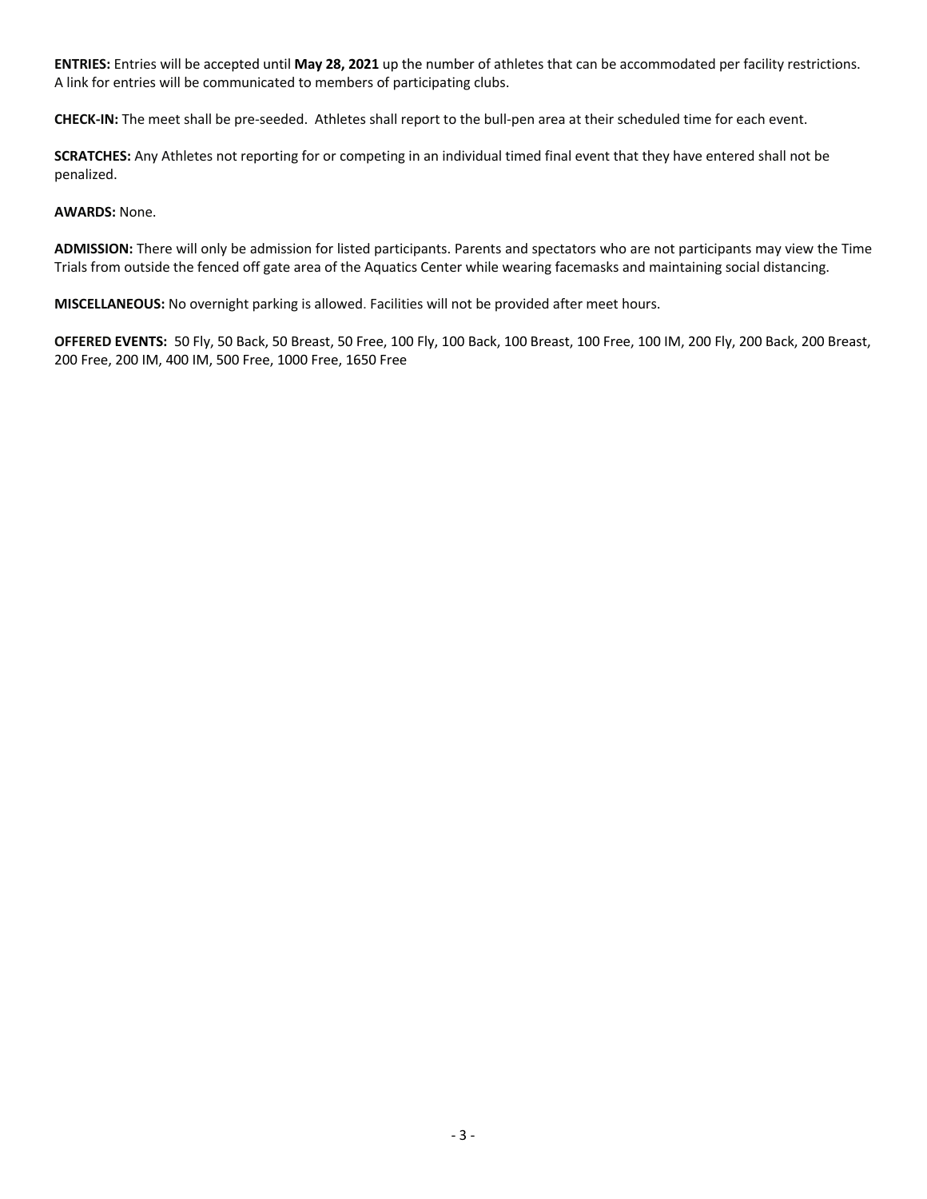**ENTRIES:** Entries will be accepted until **May 28, 2021** up the number of athletes that can be accommodated per facility restrictions. A link for entries will be communicated to members of participating clubs.

**CHECK-IN:** The meet shall be pre-seeded. Athletes shall report to the bull-pen area at their scheduled time for each event.

**SCRATCHES:** Any Athletes not reporting for or competing in an individual timed final event that they have entered shall not be penalized.

**AWARDS:** None.

**ADMISSION:** There will only be admission for listed participants. Parents and spectators who are not participants may view the Time Trials from outside the fenced off gate area of the Aquatics Center while wearing facemasks and maintaining social distancing.

**MISCELLANEOUS:** No overnight parking is allowed. Facilities will not be provided after meet hours.

**OFFERED EVENTS:** 50 Fly, 50 Back, 50 Breast, 50 Free, 100 Fly, 100 Back, 100 Breast, 100 Free, 100 IM, 200 Fly, 200 Back, 200 Breast, 200 Free, 200 IM, 400 IM, 500 Free, 1000 Free, 1650 Free